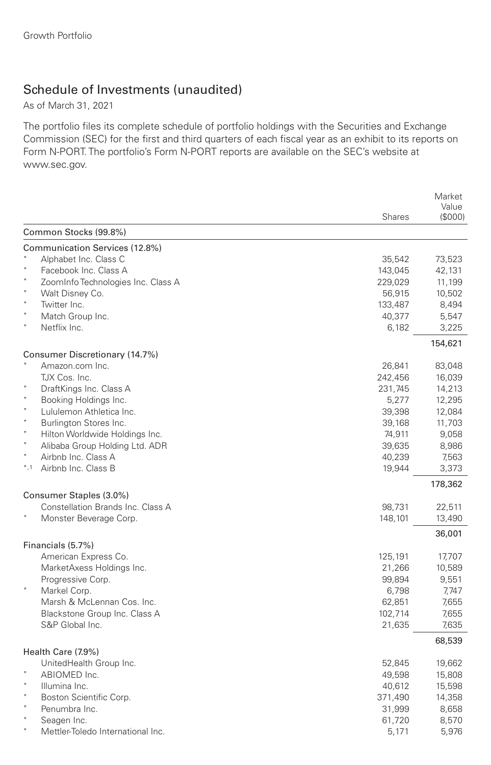## Schedule of Investments (unaudited)

As of March 31, 2021

The portfolio files its complete schedule of portfolio holdings with the Securities and Exchange Commission (SEC) for the first and third quarters of each fiscal year as an exhibit to its reports on Form N-PORT. The portfolio's Form N-PORT reports are available on the SEC's website at www.sec.gov.

| | | Shares | Market Value ($000) |
|---|---|---|---|
| **Common Stocks (99.8%)** | | | |
| **Communication Services (12.8%)** | | | |
| * | Alphabet Inc. Class C | 35,542 | 73,523 |
| * | Facebook Inc. Class A | 143,045 | 42,131 |
| * | ZoomInfo Technologies Inc. Class A | 229,029 | 11,199 |
| * | Walt Disney Co. | 56,915 | 10,502 |
| * | Twitter Inc. | 133,487 | 8,494 |
| * | Match Group Inc. | 40,377 | 5,547 |
| * | Netflix Inc. | 6,182 | 3,225 |
| | | | 154,621 |
| **Consumer Discretionary (14.7%)** | | | |
| * | Amazon.com Inc. | 26,841 | 83,048 |
| | TJX Cos. Inc. | 242,456 | 16,039 |
| * | DraftKings Inc. Class A | 231,745 | 14,213 |
| * | Booking Holdings Inc. | 5,277 | 12,295 |
| * | Lululemon Athletica Inc. | 39,398 | 12,084 |
| * | Burlington Stores Inc. | 39,168 | 11,703 |
| * | Hilton Worldwide Holdings Inc. | 74,911 | 9,058 |
| * | Alibaba Group Holding Ltd. ADR | 39,635 | 8,986 |
| * | Airbnb Inc. Class A | 40,239 | 7,563 |
| *,1 | Airbnb Inc. Class B | 19,944 | 3,373 |
| | | | 178,362 |
| **Consumer Staples (3.0%)** | | | |
| | Constellation Brands Inc. Class A | 98,731 | 22,511 |
| * | Monster Beverage Corp. | 148,101 | 13,490 |
| | | | 36,001 |
| **Financials (5.7%)** | | | |
| | American Express Co. | 125,191 | 17,707 |
| | MarketAxess Holdings Inc. | 21,266 | 10,589 |
| | Progressive Corp. | 99,894 | 9,551 |
| * | Markel Corp. | 6,798 | 7,747 |
| | Marsh & McLennan Cos. Inc. | 62,851 | 7,655 |
| | Blackstone Group Inc. Class A | 102,714 | 7,655 |
| | S&P Global Inc. | 21,635 | 7,635 |
| | | | 68,539 |
| **Health Care (7.9%)** | | | |
| | UnitedHealth Group Inc. | 52,845 | 19,662 |
| * | ABIOMED Inc. | 49,598 | 15,808 |
| * | Illumina Inc. | 40,612 | 15,598 |
| * | Boston Scientific Corp. | 371,490 | 14,358 |
| * | Penumbra Inc. | 31,999 | 8,658 |
| * | Seagen Inc. | 61,720 | 8,570 |
| * | Mettler-Toledo International Inc. | 5,171 | 5,976 |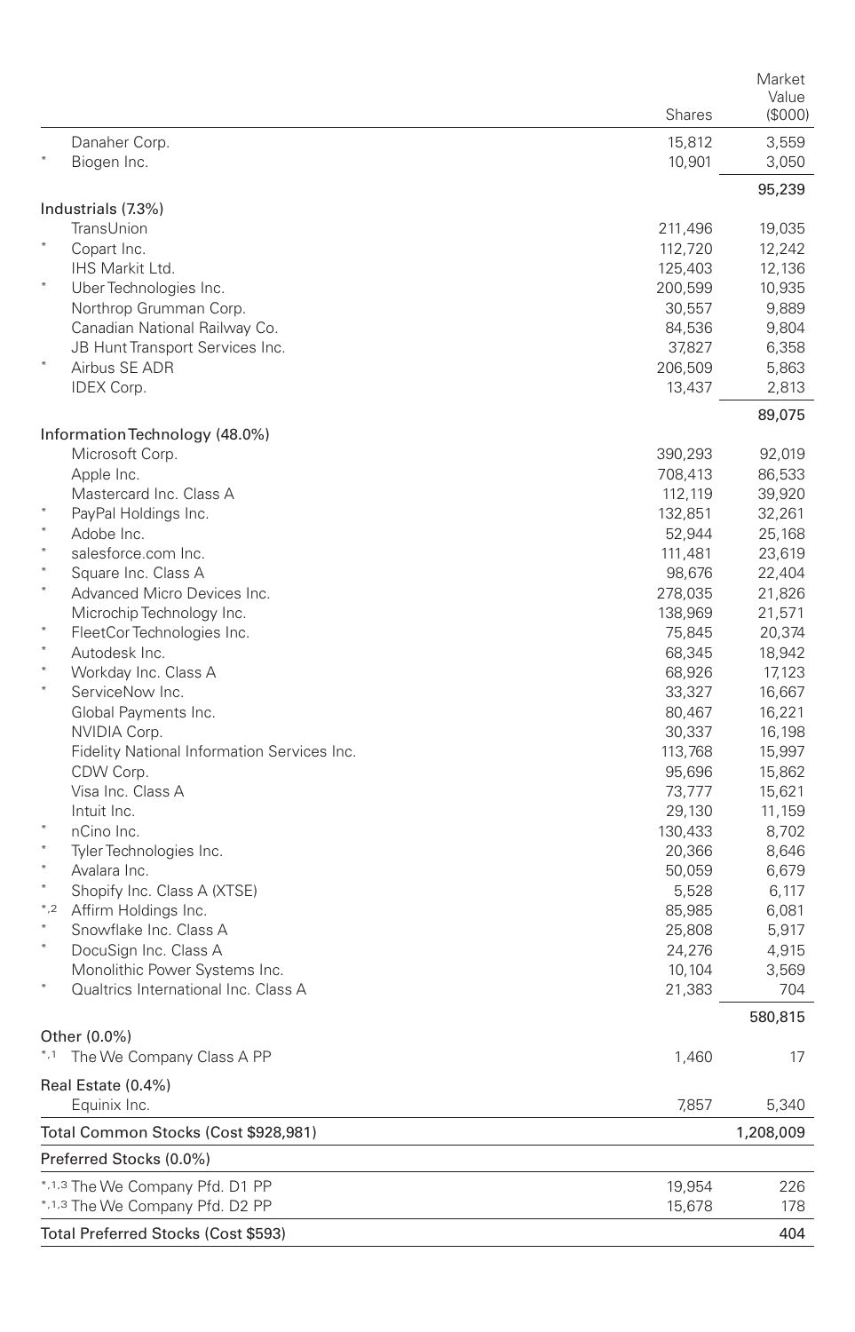| | | Shares | Market Value ($000) |
|---|---|---|---|
| | Danaher Corp. | 15,812 | 3,559 |
| * | Biogen Inc. | 10,901 | 3,050 |
| | | | 95,239 |
| **Industrials (7.3%)** | | | |
| | TransUnion | 211,496 | 19,035 |
| * | Copart Inc. | 112,720 | 12,242 |
| | IHS Markit Ltd. | 125,403 | 12,136 |
| * | Uber Technologies Inc. | 200,599 | 10,935 |
| | Northrop Grumman Corp. | 30,557 | 9,889 |
| | Canadian National Railway Co. | 84,536 | 9,804 |
| | JB Hunt Transport Services Inc. | 37,827 | 6,358 |
| * | Airbus SE ADR | 206,509 | 5,863 |
| | IDEX Corp. | 13,437 | 2,813 |
| | | | 89,075 |
| **Information Technology (48.0%)** | | | |
| | Microsoft Corp. | 390,293 | 92,019 |
| | Apple Inc. | 708,413 | 86,533 |
| | Mastercard Inc. Class A | 112,119 | 39,920 |
| * | PayPal Holdings Inc. | 132,851 | 32,261 |
| * | Adobe Inc. | 52,944 | 25,168 |
| * | salesforce.com Inc. | 111,481 | 23,619 |
| * | Square Inc. Class A | 98,676 | 22,404 |
| * | Advanced Micro Devices Inc. | 278,035 | 21,826 |
| | Microchip Technology Inc. | 138,969 | 21,571 |
| * | FleetCor Technologies Inc. | 75,845 | 20,374 |
| * | Autodesk Inc. | 68,345 | 18,942 |
| * | Workday Inc. Class A | 68,926 | 17,123 |
| * | ServiceNow Inc. | 33,327 | 16,667 |
| | Global Payments Inc. | 80,467 | 16,221 |
| | NVIDIA Corp. | 30,337 | 16,198 |
| | Fidelity National Information Services Inc. | 113,768 | 15,997 |
| | CDW Corp. | 95,696 | 15,862 |
| | Visa Inc. Class A | 73,777 | 15,621 |
| | Intuit Inc. | 29,130 | 11,159 |
| * | nCino Inc. | 130,433 | 8,702 |
| * | Tyler Technologies Inc. | 20,366 | 8,646 |
| * | Avalara Inc. | 50,059 | 6,679 |
| * | Shopify Inc. Class A (XTSE) | 5,528 | 6,117 |
| *,2 | Affirm Holdings Inc. | 85,985 | 6,081 |
| * | Snowflake Inc. Class A | 25,808 | 5,917 |
| * | DocuSign Inc. Class A | 24,276 | 4,915 |
| | Monolithic Power Systems Inc. | 10,104 | 3,569 |
| * | Qualtrics International Inc. Class A | 21,383 | 704 |
| | | | 580,815 |
| **Other (0.0%)** | | | |
| *,1 | The We Company Class A PP | 1,460 | 17 |
| **Real Estate (0.4%)** | | | |
| | Equinix Inc. | 7,857 | 5,340 |
| **Total Common Stocks (Cost $928,981)** | | | 1,208,009 |
| **Preferred Stocks (0.0%)** | | | |
| *,1,3 | The We Company Pfd. D1 PP | 19,954 | 226 |
| *,1,3 | The We Company Pfd. D2 PP | 15,678 | 178 |
| **Total Preferred Stocks (Cost $593)** | | | 404 |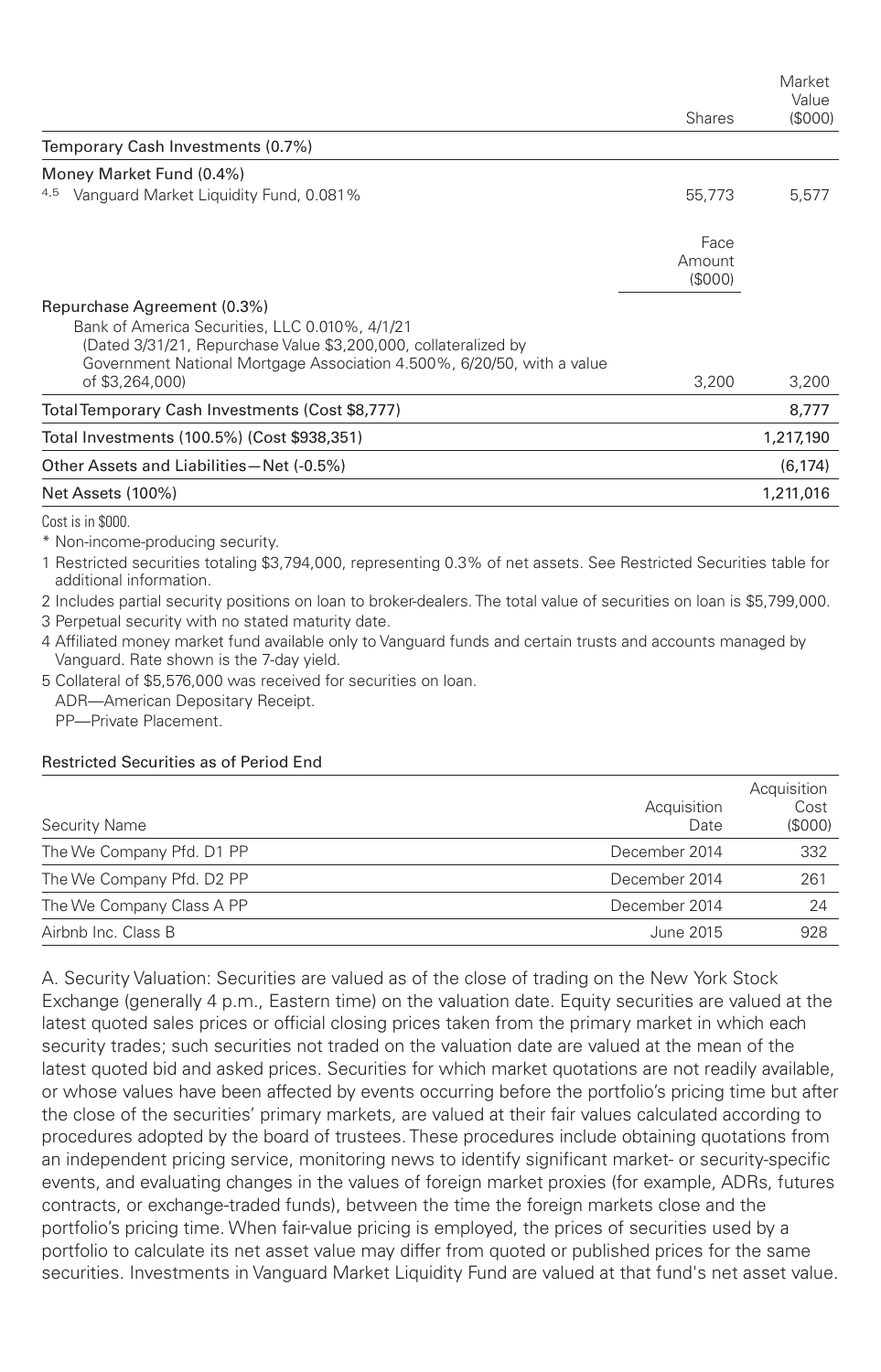| | Shares | Market Value ($000) |
|---|---|---|
| **Temporary Cash Investments (0.7%)** | | |
| **Money Market Fund (0.4%)** | | |
| [4,5] Vanguard Market Liquidity Fund, 0.081% | 55,773 | 5,577 |
| | **Face Amount ($000)** | |
| **Repurchase Agreement (0.3%)** | | |
| Bank of America Securities, LLC 0.010%, 4/1/21 (Dated 3/31/21, Repurchase Value $3,200,000, collateralized by Government National Mortgage Association 4.500%, 6/20/50, with a value of $3,264,000) | 3,200 | 3,200 |
| Total Temporary Cash Investments (Cost $8,777) | | 8,777 |
| Total Investments (100.5%) (Cost $938,351) | | 1,217,190 |
| Other Assets and Liabilities—Net (-0.5%) | | (6,174) |
| Net Assets (100%) | | 1,211,016 |

Cost is in $000.

\* Non-income-producing security.

1 Restricted securities totaling $3,794,000, representing 0.3% of net assets. See Restricted Securities table for additional information.

2 Includes partial security positions on loan to broker-dealers. The total value of securities on loan is $5,799,000.

3 Perpetual security with no stated maturity date.

4 Affiliated money market fund available only to Vanguard funds and certain trusts and accounts managed by Vanguard. Rate shown is the 7-day yield.

5 Collateral of $5,576,000 was received for securities on loan.

ADR—American Depositary Receipt.

PP—Private Placement.

**Restricted Securities as of Period End**

| Security Name | Acquisition Date | Acquisition Cost ($000) |
|---|---|---|
| The We Company Pfd. D1 PP | December 2014 | 332 |
| The We Company Pfd. D2 PP | December 2014 | 261 |
| The We Company Class A PP | December 2014 | 24 |
| Airbnb Inc. Class B | June 2015 | 928 |

A. Security Valuation: Securities are valued as of the close of trading on the New York Stock Exchange (generally 4 p.m., Eastern time) on the valuation date. Equity securities are valued at the latest quoted sales prices or official closing prices taken from the primary market in which each security trades; such securities not traded on the valuation date are valued at the mean of the latest quoted bid and asked prices. Securities for which market quotations are not readily available, or whose values have been affected by events occurring before the portfolio's pricing time but after the close of the securities' primary markets, are valued at their fair values calculated according to procedures adopted by the board of trustees. These procedures include obtaining quotations from an independent pricing service, monitoring news to identify significant market- or security-specific events, and evaluating changes in the values of foreign market proxies (for example, ADRs, futures contracts, or exchange-traded funds), between the time the foreign markets close and the portfolio's pricing time. When fair-value pricing is employed, the prices of securities used by a portfolio to calculate its net asset value may differ from quoted or published prices for the same securities. Investments in Vanguard Market Liquidity Fund are valued at that fund's net asset value.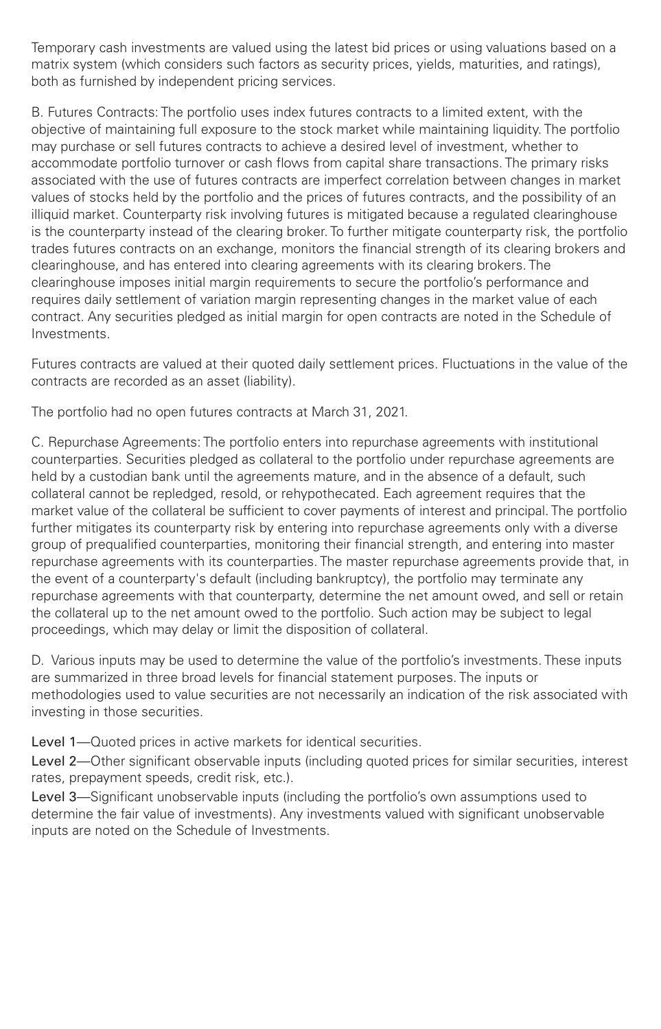Temporary cash investments are valued using the latest bid prices or using valuations based on a matrix system (which considers such factors as security prices, yields, maturities, and ratings), both as furnished by independent pricing services.

B. Futures Contracts: The portfolio uses index futures contracts to a limited extent, with the objective of maintaining full exposure to the stock market while maintaining liquidity. The portfolio may purchase or sell futures contracts to achieve a desired level of investment, whether to accommodate portfolio turnover or cash flows from capital share transactions. The primary risks associated with the use of futures contracts are imperfect correlation between changes in market values of stocks held by the portfolio and the prices of futures contracts, and the possibility of an illiquid market. Counterparty risk involving futures is mitigated because a regulated clearinghouse is the counterparty instead of the clearing broker. To further mitigate counterparty risk, the portfolio trades futures contracts on an exchange, monitors the financial strength of its clearing brokers and clearinghouse, and has entered into clearing agreements with its clearing brokers. The clearinghouse imposes initial margin requirements to secure the portfolio's performance and requires daily settlement of variation margin representing changes in the market value of each contract. Any securities pledged as initial margin for open contracts are noted in the Schedule of Investments.

Futures contracts are valued at their quoted daily settlement prices. Fluctuations in the value of the contracts are recorded as an asset (liability).

The portfolio had no open futures contracts at March 31, 2021.

C. Repurchase Agreements: The portfolio enters into repurchase agreements with institutional counterparties. Securities pledged as collateral to the portfolio under repurchase agreements are held by a custodian bank until the agreements mature, and in the absence of a default, such collateral cannot be repledged, resold, or rehypothecated. Each agreement requires that the market value of the collateral be sufficient to cover payments of interest and principal. The portfolio further mitigates its counterparty risk by entering into repurchase agreements only with a diverse group of prequalified counterparties, monitoring their financial strength, and entering into master repurchase agreements with its counterparties. The master repurchase agreements provide that, in the event of a counterparty's default (including bankruptcy), the portfolio may terminate any repurchase agreements with that counterparty, determine the net amount owed, and sell or retain the collateral up to the net amount owed to the portfolio. Such action may be subject to legal proceedings, which may delay or limit the disposition of collateral.

D. Various inputs may be used to determine the value of the portfolio's investments. These inputs are summarized in three broad levels for financial statement purposes. The inputs or methodologies used to value securities are not necessarily an indication of the risk associated with investing in those securities.

Level 1—Quoted prices in active markets for identical securities.

Level 2—Other significant observable inputs (including quoted prices for similar securities, interest rates, prepayment speeds, credit risk, etc.).

Level 3—Significant unobservable inputs (including the portfolio's own assumptions used to determine the fair value of investments). Any investments valued with significant unobservable inputs are noted on the Schedule of Investments.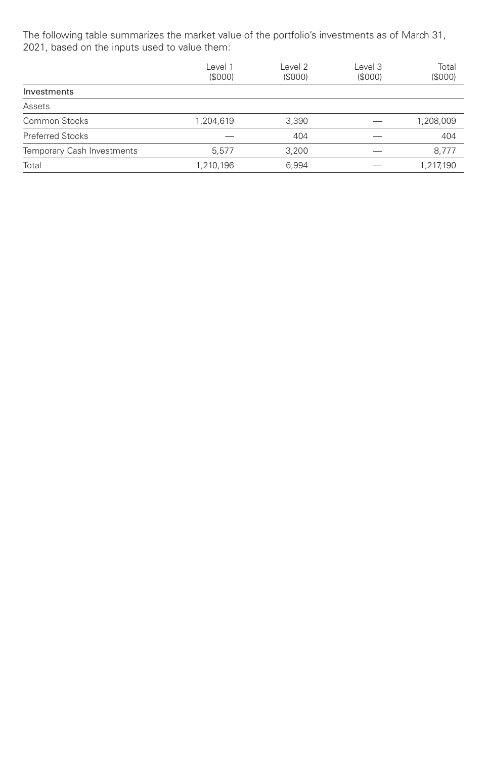The following table summarizes the market value of the portfolio's investments as of March 31, 2021, based on the inputs used to value them:

| | Level 1 ($000) | Level 2 ($000) | Level 3 ($000) | Total ($000) |
|---|---|---|---|---|
| Investments | | | | |
| Assets | | | | |
| Common Stocks | 1,204,619 | 3,390 | — | 1,208,009 |
| Preferred Stocks | — | 404 | — | 404 |
| Temporary Cash Investments | 5,577 | 3,200 | — | 8,777 |
| Total | 1,210,196 | 6,994 | — | 1,217,190 |